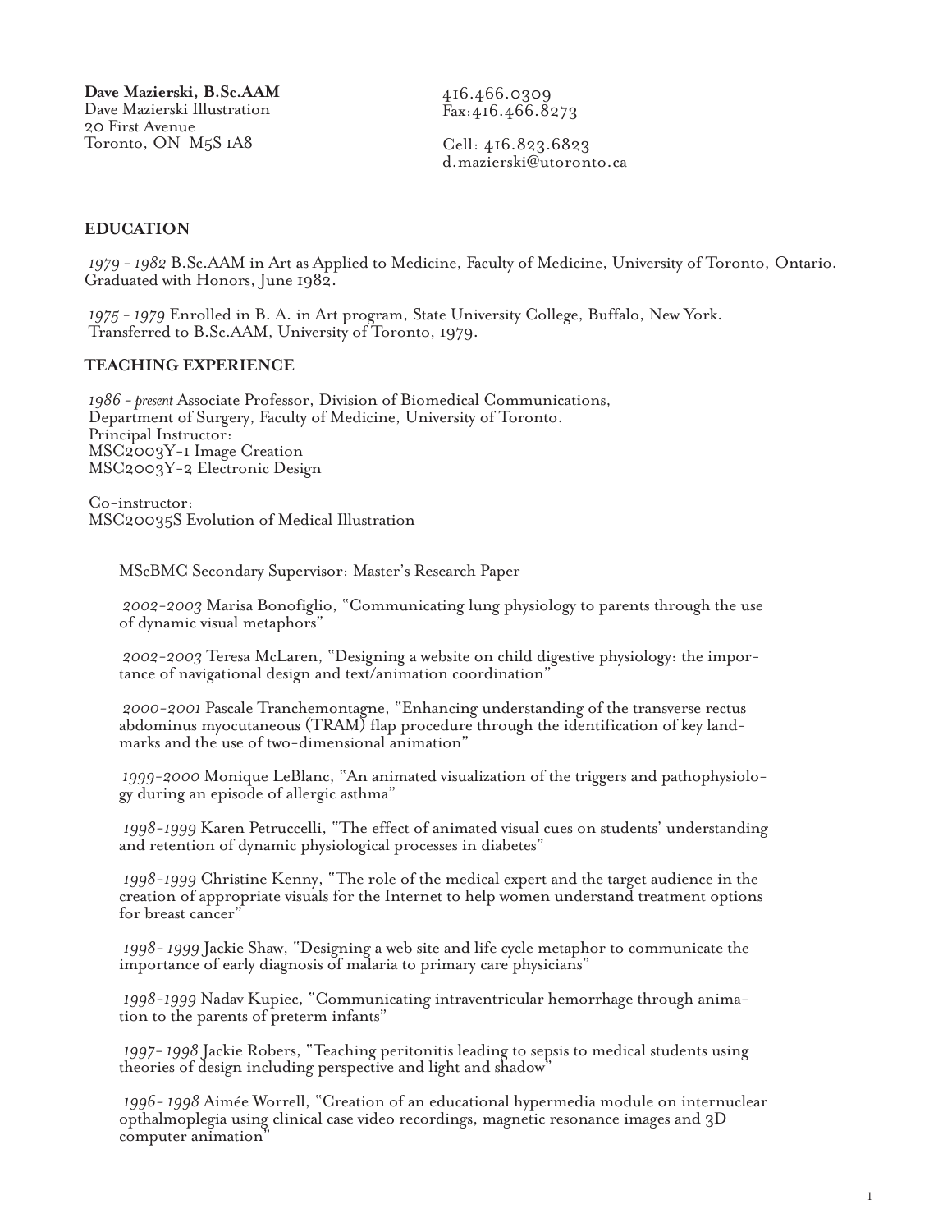**Dave Mazierski, B.Sc.AAM**
Dave Mazierski Illustration
20 First Avenue
Toronto, ON M5S 1A8

416.466.0309
Fax:416.466.8273

Cell: 416.823.6823
d.mazierski@utoronto.ca

## EDUCATION

*1979 - 1982* B.Sc.AAM in Art as Applied to Medicine, Faculty of Medicine, University of Toronto, Ontario. Graduated with Honors, June 1982.

*1975 - 1979* Enrolled in B. A. in Art program, State University College, Buffalo, New York. Transferred to B.Sc.AAM, University of Toronto, 1979.

## TEACHING EXPERIENCE

*1986 - present* Associate Professor, Division of Biomedical Communications, Department of Surgery, Faculty of Medicine, University of Toronto.
Principal Instructor:
MSC2003Y-1 Image Creation
MSC2003Y-2 Electronic Design

Co-instructor:
MSC20035S Evolution of Medical Illustration

MScBMC Secondary Supervisor: Master's Research Paper

*2002-2003* Marisa Bonofiglio, "Communicating lung physiology to parents through the use of dynamic visual metaphors"

*2002-2003* Teresa McLaren, "Designing a website on child digestive physiology: the importance of navigational design and text/animation coordination"

*2000-2001* Pascale Tranchemontagne, "Enhancing understanding of the transverse rectus abdominus myocutaneous (TRAM) flap procedure through the identification of key landmarks and the use of two-dimensional animation"

*1999-2000* Monique LeBlanc, "An animated visualization of the triggers and pathophysiology during an episode of allergic asthma"

*1998-1999* Karen Petruccelli, "The effect of animated visual cues on students' understanding and retention of dynamic physiological processes in diabetes"

*1998-1999* Christine Kenny, "The role of the medical expert and the target audience in the creation of appropriate visuals for the Internet to help women understand treatment options for breast cancer"

*1998- 1999* Jackie Shaw, "Designing a web site and life cycle metaphor to communicate the importance of early diagnosis of malaria to primary care physicians"

*1998-1999* Nadav Kupiec, "Communicating intraventricular hemorrhage through animation to the parents of preterm infants"

*1997- 1998* Jackie Robers, "Teaching peritonitis leading to sepsis to medical students using theories of design including perspective and light and shadow"

*1996- 1998* Aimée Worrell, "Creation of an educational hypermedia module on internuclear opthalmoplegia using clinical case video recordings, magnetic resonance images and 3D computer animation"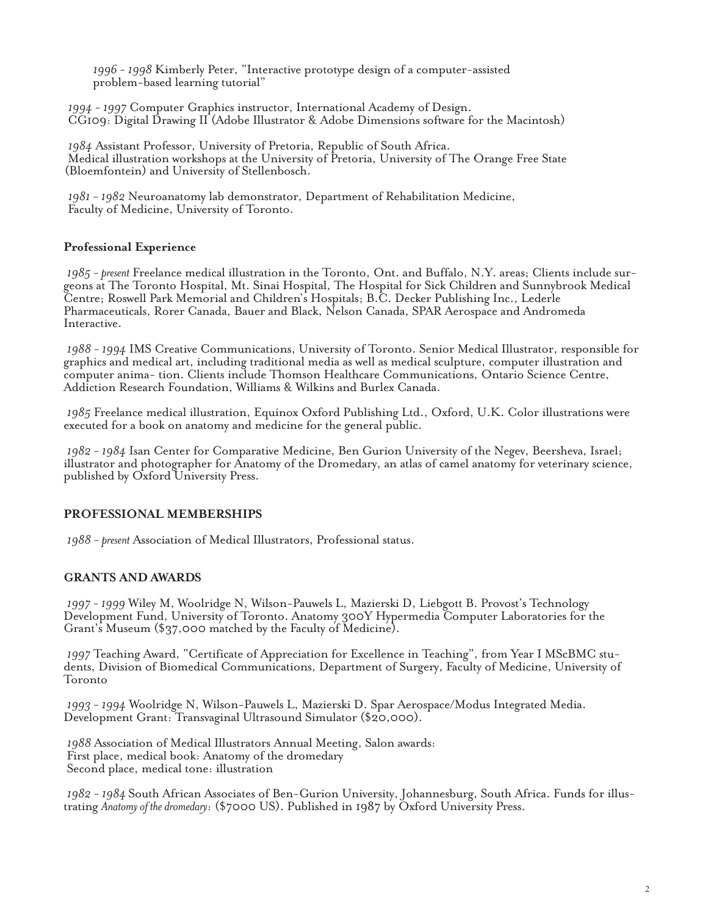*1996 - 1998* Kimberly Peter, "Interactive prototype design of a computer-assisted problem-based learning tutorial"

*1994 - 1997* Computer Graphics instructor, International Academy of Design. CG109: Digital Drawing II (Adobe Illustrator & Adobe Dimensions software for the Macintosh)

*1984* Assistant Professor, University of Pretoria, Republic of South Africa. Medical illustration workshops at the University of Pretoria, University of The Orange Free State (Bloemfontein) and University of Stellenbosch.

*1981 - 1982* Neuroanatomy lab demonstrator, Department of Rehabilitation Medicine, Faculty of Medicine, University of Toronto.

**Professional Experience**

*1985 - present* Freelance medical illustration in the Toronto, Ont. and Buffalo, N.Y. areas; Clients include surgeons at The Toronto Hospital, Mt. Sinai Hospital, The Hospital for Sick Children and Sunnybrook Medical Centre; Roswell Park Memorial and Children's Hospitals; B.C. Decker Publishing Inc., Lederle Pharmaceuticals, Rorer Canada, Bauer and Black, Nelson Canada, SPAR Aerospace and Andromeda Interactive.

*1988 - 1994* IMS Creative Communications, University of Toronto. Senior Medical Illustrator, responsible for graphics and medical art, including traditional media as well as medical sculpture, computer illustration and computer anima- tion. Clients include Thomson Healthcare Communications, Ontario Science Centre, Addiction Research Foundation, Williams & Wilkins and Burlex Canada.

*1985* Freelance medical illustration, Equinox Oxford Publishing Ltd., Oxford, U.K. Color illustrations were executed for a book on anatomy and medicine for the general public.

*1982 - 1984* Isan Center for Comparative Medicine, Ben Gurion University of the Negev, Beersheva, Israel; illustrator and photographer for Anatomy of the Dromedary, an atlas of camel anatomy for veterinary science, published by Oxford University Press.

## PROFESSIONAL MEMBERSHIPS

*1988 - present* Association of Medical Illustrators, Professional status.

## GRANTS AND AWARDS

*1997 - 1999* Wiley M, Woolridge N, Wilson-Pauwels L, Mazierski D, Liebgott B. Provost's Technology Development Fund, University of Toronto. Anatomy 300Y Hypermedia Computer Laboratories for the Grant's Museum ($37,000 matched by the Faculty of Medicine).

*1997* Teaching Award, "Certificate of Appreciation for Excellence in Teaching", from Year I MScBMC students, Division of Biomedical Communications, Department of Surgery, Faculty of Medicine, University of Toronto

*1993 - 1994* Woolridge N, Wilson-Pauwels L, Mazierski D. Spar Aerospace/Modus Integrated Media. Development Grant: Transvaginal Ultrasound Simulator ($20,000).

*1988* Association of Medical Illustrators Annual Meeting, Salon awards:
First place, medical book: Anatomy of the dromedary
Second place, medical tone: illustration

*1982 - 1984* South African Associates of Ben-Gurion University, Johannesburg, South Africa. Funds for illustrating *Anatomy of the dromedary*: ($7000 US). Published in 1987 by Oxford University Press.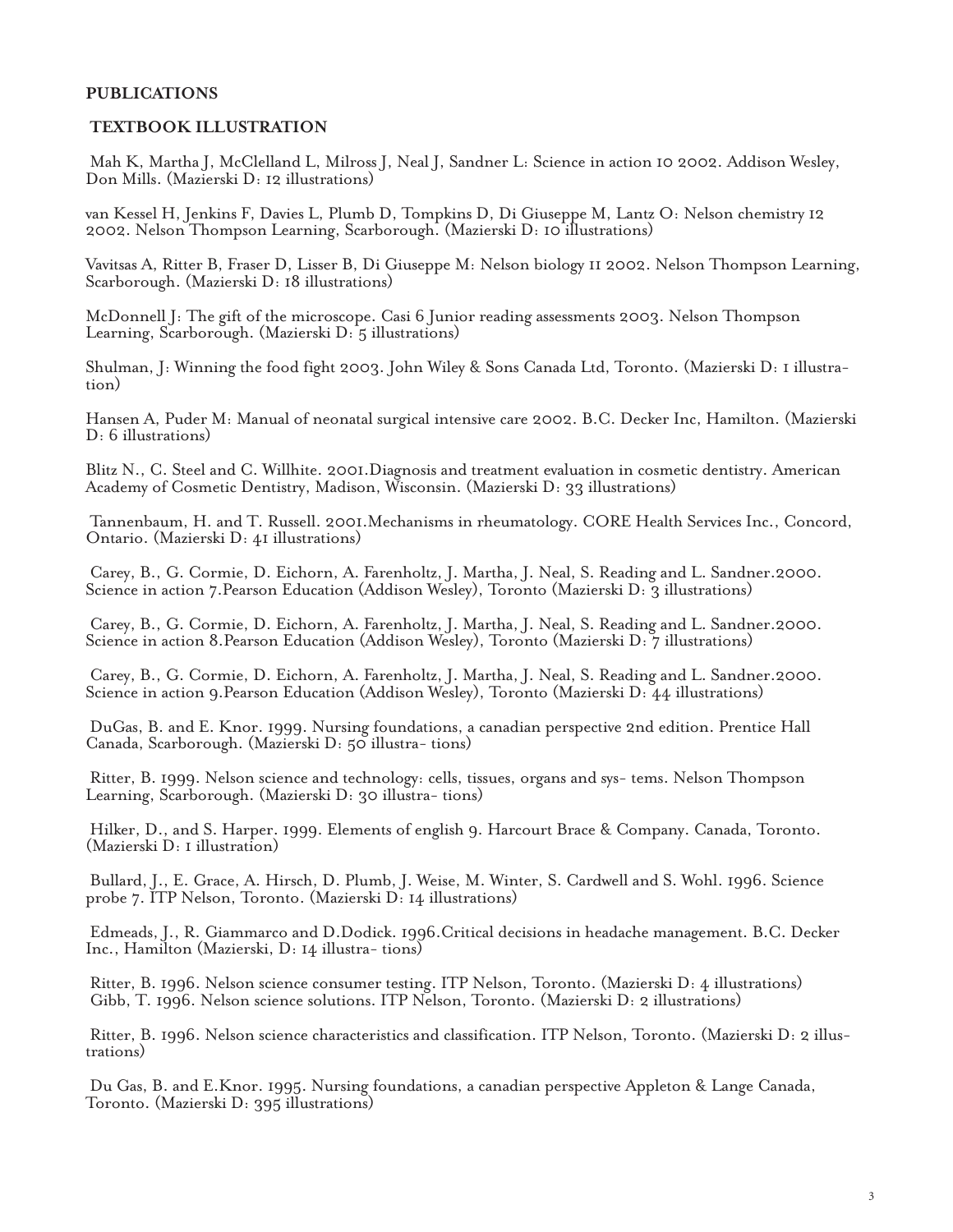**PUBLICATIONS**

**TEXTBOOK ILLUSTRATION**

Mah K, Martha J, McClelland L, Milross J, Neal J, Sandner L: Science in action 10 2002. Addison Wesley, Don Mills. (Mazierski D: 12 illustrations)

van Kessel H, Jenkins F, Davies L, Plumb D, Tompkins D, Di Giuseppe M, Lantz O: Nelson chemistry 12 2002. Nelson Thompson Learning, Scarborough. (Mazierski D: 10 illustrations)

Vavitsas A, Ritter B, Fraser D, Lisser B, Di Giuseppe M: Nelson biology 11 2002. Nelson Thompson Learning, Scarborough. (Mazierski D: 18 illustrations)

McDonnell J: The gift of the microscope. Casi 6 Junior reading assessments 2003. Nelson Thompson Learning, Scarborough. (Mazierski D: 5 illustrations)

Shulman, J: Winning the food fight 2003. John Wiley & Sons Canada Ltd, Toronto. (Mazierski D: 1 illustration)

Hansen A, Puder M: Manual of neonatal surgical intensive care 2002. B.C. Decker Inc, Hamilton. (Mazierski D: 6 illustrations)

Blitz N., C. Steel and C. Willhite. 2001.Diagnosis and treatment evaluation in cosmetic dentistry. American Academy of Cosmetic Dentistry, Madison, Wisconsin. (Mazierski D: 33 illustrations)

Tannenbaum, H. and T. Russell. 2001.Mechanisms in rheumatology. CORE Health Services Inc., Concord, Ontario. (Mazierski D: 41 illustrations)

Carey, B., G. Cormie, D. Eichorn, A. Farenholtz, J. Martha, J. Neal, S. Reading and L. Sandner.2000. Science in action 7.Pearson Education (Addison Wesley), Toronto (Mazierski D: 3 illustrations)

Carey, B., G. Cormie, D. Eichorn, A. Farenholtz, J. Martha, J. Neal, S. Reading and L. Sandner.2000. Science in action 8.Pearson Education (Addison Wesley), Toronto (Mazierski D: 7 illustrations)

Carey, B., G. Cormie, D. Eichorn, A. Farenholtz, J. Martha, J. Neal, S. Reading and L. Sandner.2000. Science in action 9.Pearson Education (Addison Wesley), Toronto (Mazierski D: 44 illustrations)

DuGas, B. and E. Knor. 1999. Nursing foundations, a canadian perspective 2nd edition. Prentice Hall Canada, Scarborough. (Mazierski D: 50 illustra- tions)

Ritter, B. 1999. Nelson science and technology: cells, tissues, organs and sys- tems. Nelson Thompson Learning, Scarborough. (Mazierski D: 30 illustra- tions)

Hilker, D., and S. Harper. 1999. Elements of english 9. Harcourt Brace & Company. Canada, Toronto. (Mazierski D: 1 illustration)

Bullard, J., E. Grace, A. Hirsch, D. Plumb, J. Weise, M. Winter, S. Cardwell and S. Wohl. 1996. Science probe 7. ITP Nelson, Toronto. (Mazierski D: 14 illustrations)

Edmeads, J., R. Giammarco and D.Dodick. 1996.Critical decisions in headache management. B.C. Decker Inc., Hamilton (Mazierski, D: 14 illustra- tions)

Ritter, B. 1996. Nelson science consumer testing. ITP Nelson, Toronto. (Mazierski D: 4 illustrations)
Gibb, T. 1996. Nelson science solutions. ITP Nelson, Toronto. (Mazierski D: 2 illustrations)

Ritter, B. 1996. Nelson science characteristics and classification. ITP Nelson, Toronto. (Mazierski D: 2 illustrations)

Du Gas, B. and E.Knor. 1995. Nursing foundations, a canadian perspective Appleton & Lange Canada, Toronto. (Mazierski D: 395 illustrations)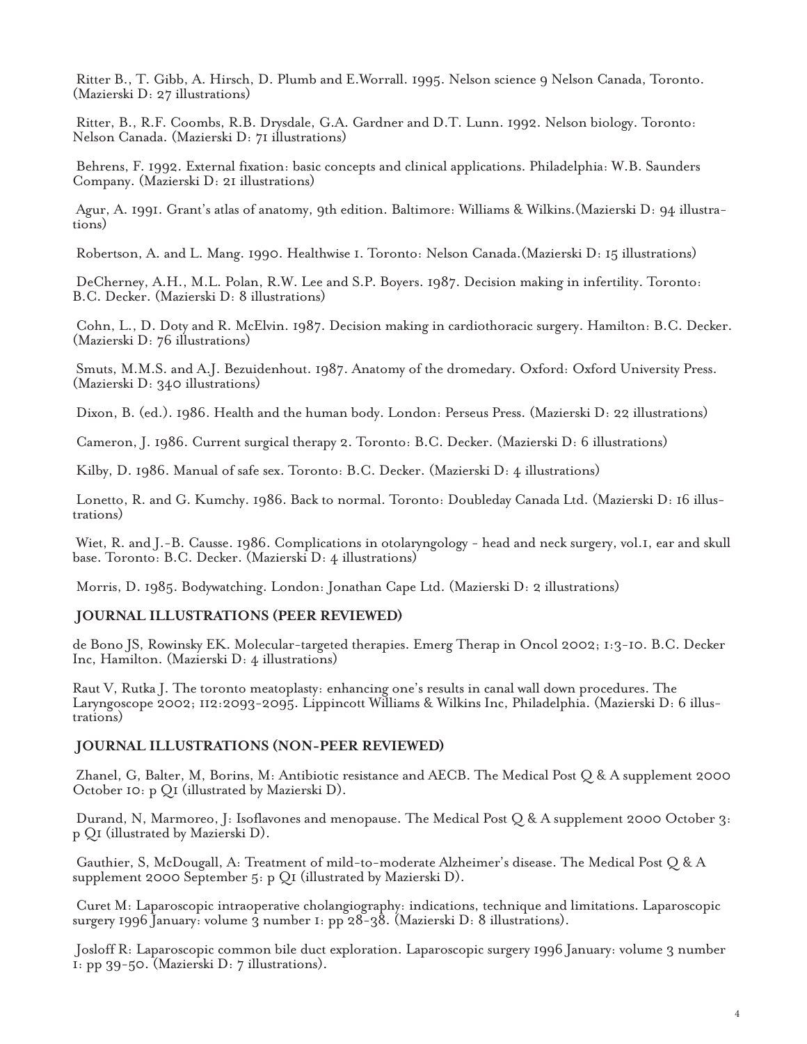Ritter B., T. Gibb, A. Hirsch, D. Plumb and E.Worrall. 1995. Nelson science 9 Nelson Canada, Toronto. (Mazierski D: 27 illustrations)

Ritter, B., R.F. Coombs, R.B. Drysdale, G.A. Gardner and D.T. Lunn. 1992. Nelson biology. Toronto: Nelson Canada. (Mazierski D: 71 illustrations)

Behrens, F. 1992. External fixation: basic concepts and clinical applications. Philadelphia: W.B. Saunders Company. (Mazierski D: 21 illustrations)

Agur, A. 1991. Grant's atlas of anatomy, 9th edition. Baltimore: Williams & Wilkins.(Mazierski D: 94 illustrations)

Robertson, A. and L. Mang. 1990. Healthwise 1. Toronto: Nelson Canada.(Mazierski D: 15 illustrations)

DeCherney, A.H., M.L. Polan, R.W. Lee and S.P. Boyers. 1987. Decision making in infertility. Toronto: B.C. Decker. (Mazierski D: 8 illustrations)

Cohn, L., D. Doty and R. McElvin. 1987. Decision making in cardiothoracic surgery. Hamilton: B.C. Decker. (Mazierski D: 76 illustrations)

Smuts, M.M.S. and A.J. Bezuidenhout. 1987. Anatomy of the dromedary. Oxford: Oxford University Press. (Mazierski D: 340 illustrations)

Dixon, B. (ed.). 1986. Health and the human body. London: Perseus Press. (Mazierski D: 22 illustrations)

Cameron, J. 1986. Current surgical therapy 2. Toronto: B.C. Decker. (Mazierski D: 6 illustrations)

Kilby, D. 1986. Manual of safe sex. Toronto: B.C. Decker. (Mazierski D: 4 illustrations)

Lonetto, R. and G. Kumchy. 1986. Back to normal. Toronto: Doubleday Canada Ltd. (Mazierski D: 16 illustrations)

Wiet, R. and J.-B. Causse. 1986. Complications in otolaryngology - head and neck surgery, vol.1, ear and skull base. Toronto: B.C. Decker. (Mazierski D: 4 illustrations)

Morris, D. 1985. Bodywatching. London: Jonathan Cape Ltd. (Mazierski D: 2 illustrations)

## JOURNAL ILLUSTRATIONS (PEER REVIEWED)

de Bono JS, Rowinsky EK. Molecular-targeted therapies. Emerg Therap in Oncol 2002; 1:3-10. B.C. Decker Inc, Hamilton. (Mazierski D: 4 illustrations)

Raut V, Rutka J. The toronto meatoplasty: enhancing one's results in canal wall down procedures. The Laryngoscope 2002; 112:2093-2095. Lippincott Williams & Wilkins Inc, Philadelphia. (Mazierski D: 6 illustrations)

## JOURNAL ILLUSTRATIONS (NON-PEER REVIEWED)

Zhanel, G, Balter, M, Borins, M: Antibiotic resistance and AECB. The Medical Post Q & A supplement 2000 October 10: p Q1 (illustrated by Mazierski D).

Durand, N, Marmoreo, J: Isoflavones and menopause. The Medical Post Q & A supplement 2000 October 3: p Q1 (illustrated by Mazierski D).

Gauthier, S, McDougall, A: Treatment of mild-to-moderate Alzheimer's disease. The Medical Post Q & A supplement 2000 September 5: p Q1 (illustrated by Mazierski D).

Curet M: Laparoscopic intraoperative cholangiography: indications, technique and limitations. Laparoscopic surgery 1996 January: volume 3 number 1: pp 28-38. (Mazierski D: 8 illustrations).

Josloff R: Laparoscopic common bile duct exploration. Laparoscopic surgery 1996 January: volume 3 number 1: pp 39-50. (Mazierski D: 7 illustrations).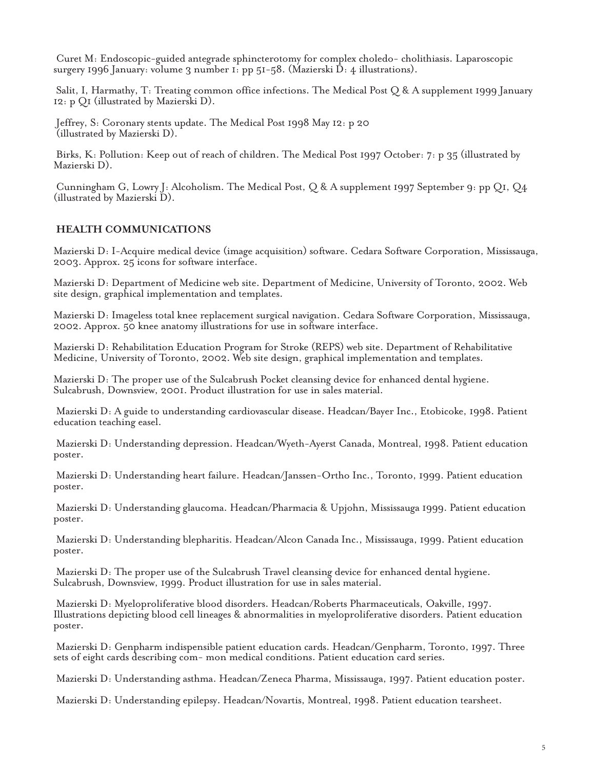Curet M: Endoscopic-guided antegrade sphincterotomy for complex choledo- cholithiasis. Laparoscopic surgery 1996 January: volume 3 number 1: pp 51-58. (Mazierski D: 4 illustrations).

Salit, I, Harmathy, T: Treating common office infections. The Medical Post Q & A supplement 1999 January 12: p Q1 (illustrated by Mazierski D).

Jeffrey, S: Coronary stents update. The Medical Post 1998 May 12: p 20 (illustrated by Mazierski D).

Birks, K: Pollution: Keep out of reach of children. The Medical Post 1997 October: 7: p 35 (illustrated by Mazierski D).

Cunningham G, Lowry J: Alcoholism. The Medical Post, Q & A supplement 1997 September 9: pp Q1, Q4 (illustrated by Mazierski D).

## HEALTH COMMUNICATIONS

Mazierski D: I-Acquire medical device (image acquisition) software. Cedara Software Corporation, Mississauga, 2003. Approx. 25 icons for software interface.

Mazierski D: Department of Medicine web site. Department of Medicine, University of Toronto, 2002. Web site design, graphical implementation and templates.

Mazierski D: Imageless total knee replacement surgical navigation. Cedara Software Corporation, Mississauga, 2002. Approx. 50 knee anatomy illustrations for use in software interface.

Mazierski D: Rehabilitation Education Program for Stroke (REPS) web site. Department of Rehabilitative Medicine, University of Toronto, 2002. Web site design, graphical implementation and templates.

Mazierski D: The proper use of the Sulcabrush Pocket cleansing device for enhanced dental hygiene. Sulcabrush, Downsview, 2001. Product illustration for use in sales material.

Mazierski D: A guide to understanding cardiovascular disease. Headcan/Bayer Inc., Etobicoke, 1998. Patient education teaching easel.

Mazierski D: Understanding depression. Headcan/Wyeth-Ayerst Canada, Montreal, 1998. Patient education poster.

Mazierski D: Understanding heart failure. Headcan/Janssen-Ortho Inc., Toronto, 1999. Patient education poster.

Mazierski D: Understanding glaucoma. Headcan/Pharmacia & Upjohn, Mississauga 1999. Patient education poster.

Mazierski D: Understanding blepharitis. Headcan/Alcon Canada Inc., Mississauga, 1999. Patient education poster.

Mazierski D: The proper use of the Sulcabrush Travel cleansing device for enhanced dental hygiene. Sulcabrush, Downsview, 1999. Product illustration for use in sales material.

Mazierski D: Myeloproliferative blood disorders. Headcan/Roberts Pharmaceuticals, Oakville, 1997. Illustrations depicting blood cell lineages & abnormalities in myeloproliferative disorders. Patient education poster.

Mazierski D: Genpharm indispensible patient education cards. Headcan/Genpharm, Toronto, 1997. Three sets of eight cards describing com- mon medical conditions. Patient education card series.

Mazierski D: Understanding asthma. Headcan/Zeneca Pharma, Mississauga, 1997. Patient education poster.

Mazierski D: Understanding epilepsy. Headcan/Novartis, Montreal, 1998. Patient education tearsheet.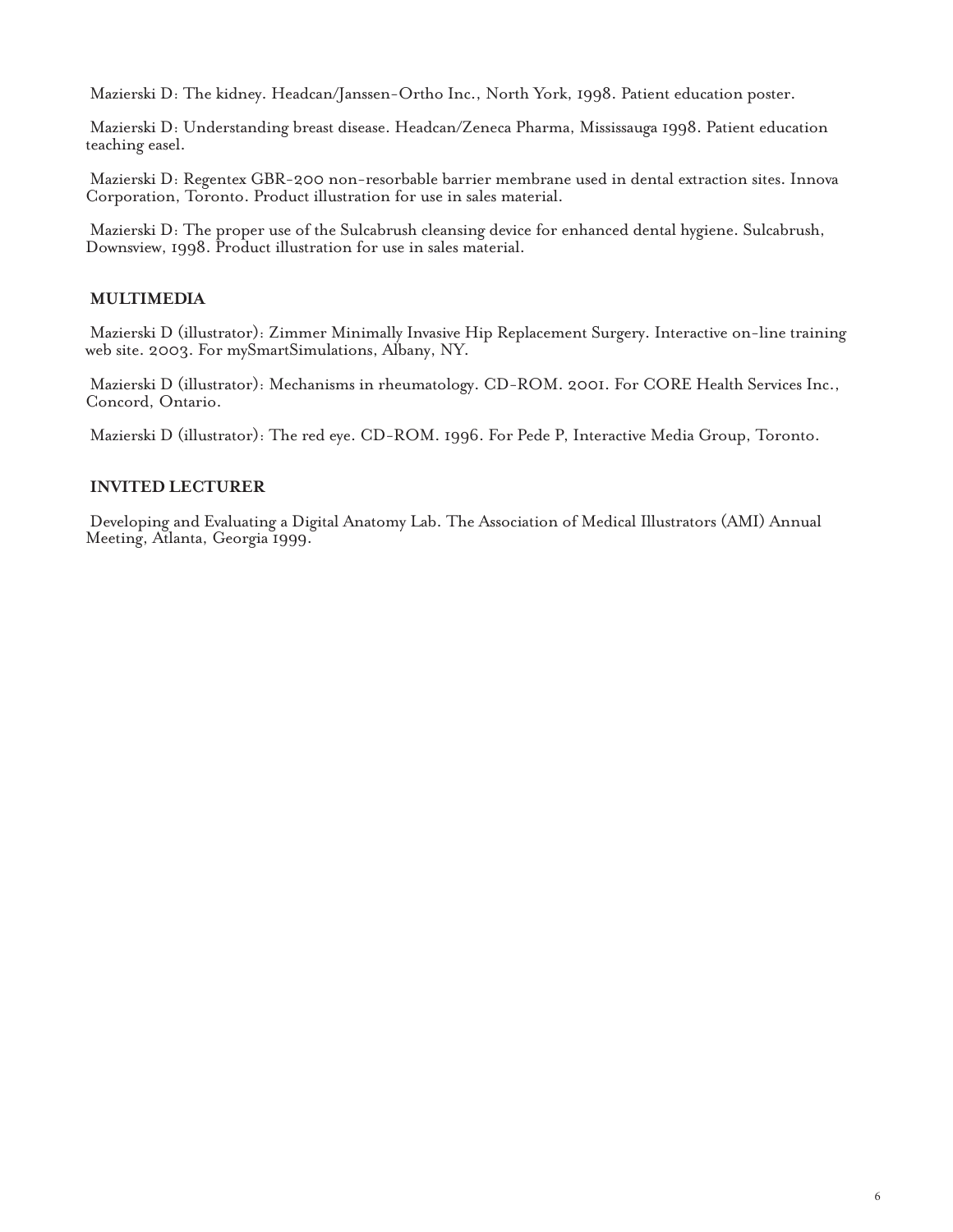Mazierski D: The kidney. Headcan/Janssen-Ortho Inc., North York, 1998. Patient education poster.

Mazierski D: Understanding breast disease. Headcan/Zeneca Pharma, Mississauga 1998. Patient education teaching easel.

Mazierski D: Regentex GBR-200 non-resorbable barrier membrane used in dental extraction sites. Innova Corporation, Toronto. Product illustration for use in sales material.

Mazierski D: The proper use of the Sulcabrush cleansing device for enhanced dental hygiene. Sulcabrush, Downsview, 1998. Product illustration for use in sales material.

## MULTIMEDIA

Mazierski D (illustrator): Zimmer Minimally Invasive Hip Replacement Surgery. Interactive on-line training web site. 2003. For mySmartSimulations, Albany, NY.

Mazierski D (illustrator): Mechanisms in rheumatology. CD-ROM. 2001. For CORE Health Services Inc., Concord, Ontario.

Mazierski D (illustrator): The red eye. CD-ROM. 1996. For Pede P, Interactive Media Group, Toronto.

## INVITED LECTURER

Developing and Evaluating a Digital Anatomy Lab. The Association of Medical Illustrators (AMI) Annual Meeting, Atlanta, Georgia 1999.